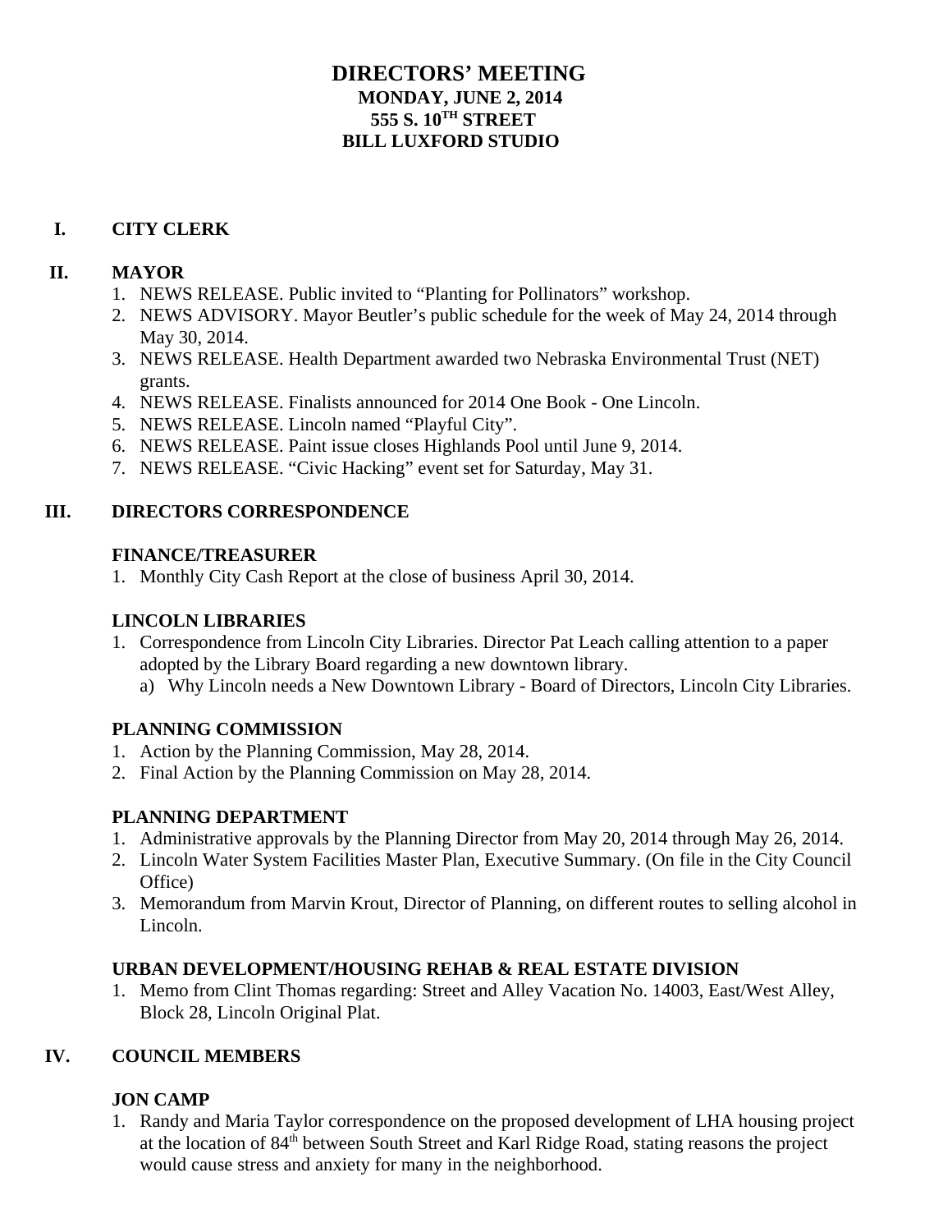# DIRECTORS' MEETING

**MONDAY, JUNE 2, 2014**

**555 S. 10$^{TH}$ STREET**

**BILL LUXFORD STUDIO**

## I. CITY CLERK

## II. MAYOR

1. NEWS RELEASE. Public invited to "Planting for Pollinators" workshop.
2. NEWS ADVISORY. Mayor Beutler's public schedule for the week of May 24, 2014 through May 30, 2014.
3. NEWS RELEASE. Health Department awarded two Nebraska Environmental Trust (NET) grants.
4. NEWS RELEASE. Finalists announced for 2014 One Book - One Lincoln.
5. NEWS RELEASE. Lincoln named "Playful City".
6. NEWS RELEASE. Paint issue closes Highlands Pool until June 9, 2014.
7. NEWS RELEASE. "Civic Hacking" event set for Saturday, May 31.

## III. DIRECTORS CORRESPONDENCE

### FINANCE/TREASURER

1. Monthly City Cash Report at the close of business April 30, 2014.

### LINCOLN LIBRARIES

1. Correspondence from Lincoln City Libraries. Director Pat Leach calling attention to a paper adopted by the Library Board regarding a new downtown library.
   a) Why Lincoln needs a New Downtown Library - Board of Directors, Lincoln City Libraries.

### PLANNING COMMISSION

1. Action by the Planning Commission, May 28, 2014.
2. Final Action by the Planning Commission on May 28, 2014.

### PLANNING DEPARTMENT

1. Administrative approvals by the Planning Director from May 20, 2014 through May 26, 2014.
2. Lincoln Water System Facilities Master Plan, Executive Summary. (On file in the City Council Office)
3. Memorandum from Marvin Krout, Director of Planning, on different routes to selling alcohol in Lincoln.

### URBAN DEVELOPMENT/HOUSING REHAB & REAL ESTATE DIVISION

1. Memo from Clint Thomas regarding: Street and Alley Vacation No. 14003, East/West Alley, Block 28, Lincoln Original Plat.

## IV. COUNCIL MEMBERS

### JON CAMP

1. Randy and Maria Taylor correspondence on the proposed development of LHA housing project at the location of 84$^{th}$ between South Street and Karl Ridge Road, stating reasons the project would cause stress and anxiety for many in the neighborhood.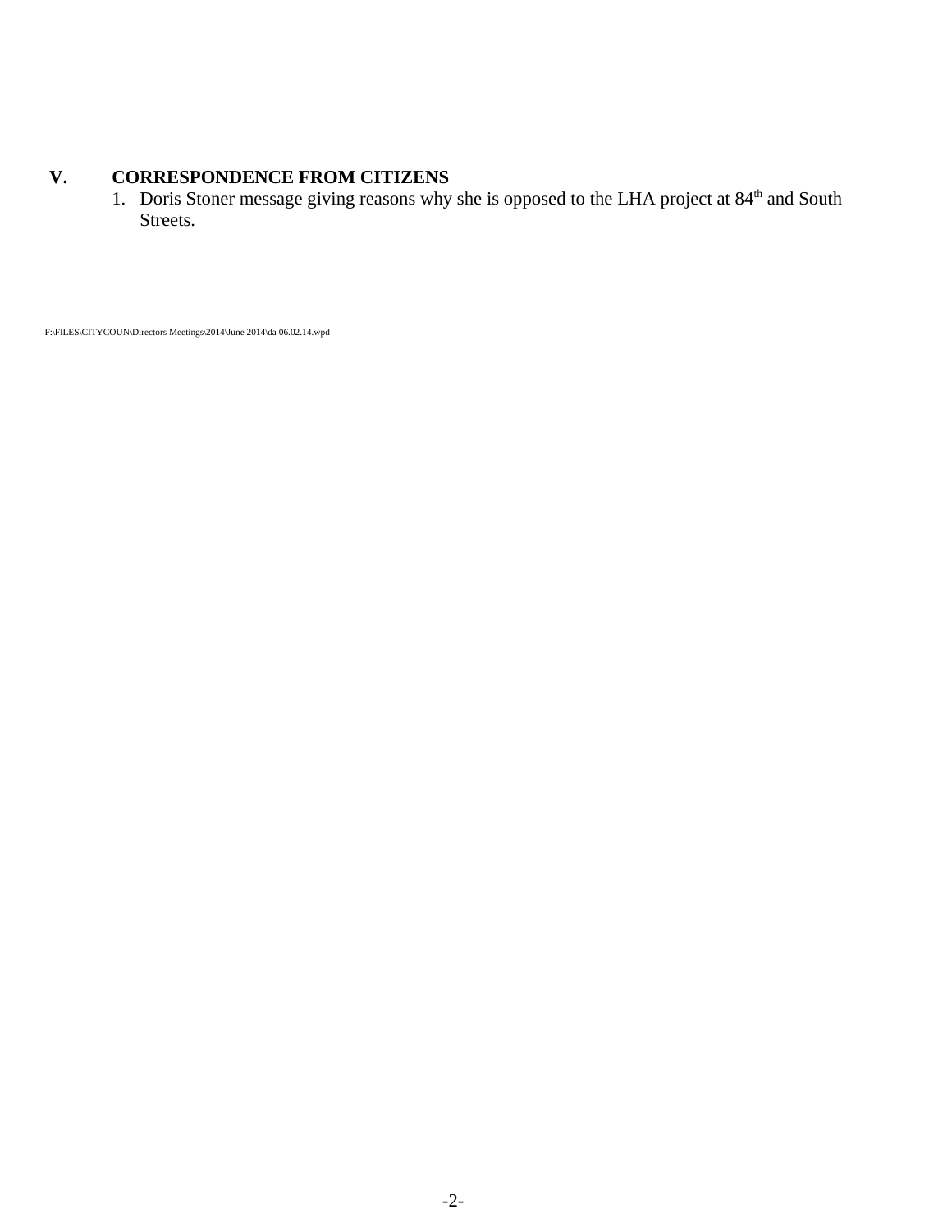## V. CORRESPONDENCE FROM CITIZENS

1. Doris Stoner message giving reasons why she is opposed to the LHA project at 84th and South Streets.

F:\FILES\CITYCOUN\Directors Meetings\2014\June 2014\da 06.02.14.wpd